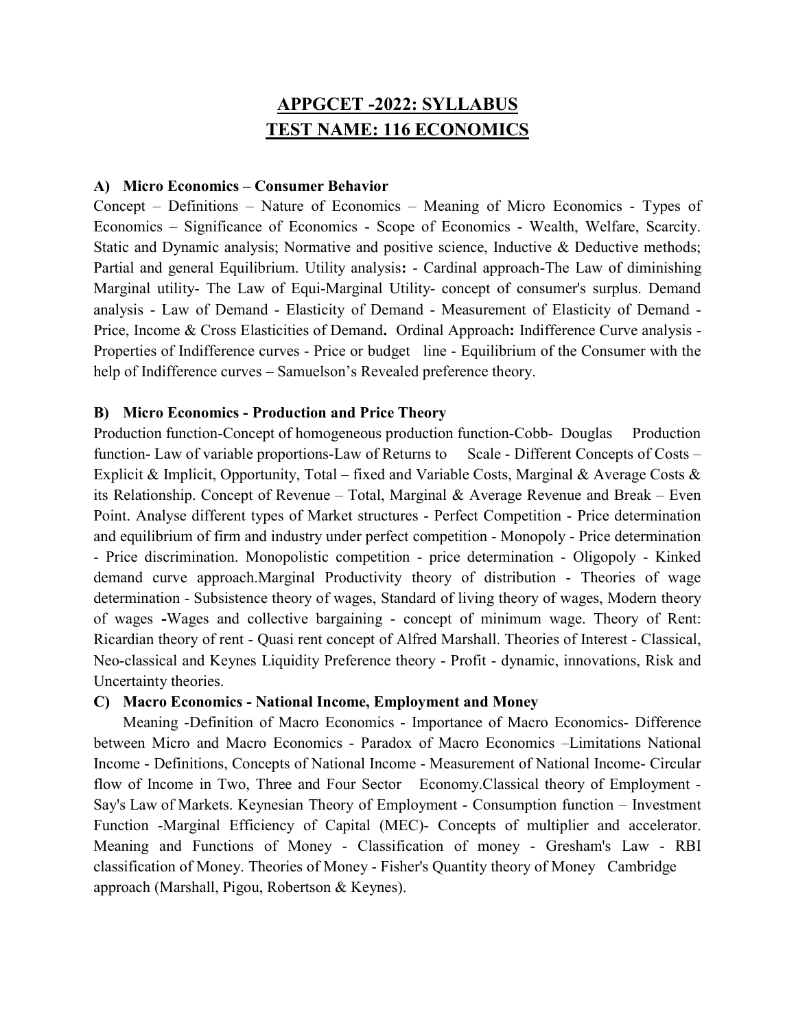# APPGCET -2022: SYLLABUS
# TEST NAME: 116 ECONOMICS

### A) Micro Economics – Consumer Behavior

Concept – Definitions – Nature of Economics – Meaning of Micro Economics - Types of Economics – Significance of Economics - Scope of Economics - Wealth, Welfare, Scarcity. Static and Dynamic analysis; Normative and positive science, Inductive & Deductive methods; Partial and general Equilibrium. Utility analysis**:** - Cardinal approach-The Law of diminishing Marginal utility- The Law of Equi-Marginal Utility- concept of consumer's surplus. Demand analysis - Law of Demand - Elasticity of Demand - Measurement of Elasticity of Demand - Price, Income & Cross Elasticities of Demand**.** Ordinal Approach**:** Indifference Curve analysis - Properties of Indifference curves - Price or budget line - Equilibrium of the Consumer with the help of Indifference curves – Samuelson's Revealed preference theory.

### B) Micro Economics - Production and Price Theory

Production function-Concept of homogeneous production function-Cobb- Douglas Production function- Law of variable proportions-Law of Returns to Scale - Different Concepts of Costs – Explicit & Implicit, Opportunity, Total – fixed and Variable Costs, Marginal & Average Costs & its Relationship. Concept of Revenue – Total, Marginal & Average Revenue and Break – Even Point. Analyse different types of Market structures - Perfect Competition - Price determination and equilibrium of firm and industry under perfect competition - Monopoly - Price determination - Price discrimination. Monopolistic competition - price determination - Oligopoly - Kinked demand curve approach.Marginal Productivity theory of distribution - Theories of wage determination - Subsistence theory of wages, Standard of living theory of wages, Modern theory of wages **-**Wages and collective bargaining - concept of minimum wage. Theory of Rent: Ricardian theory of rent - Quasi rent concept of Alfred Marshall. Theories of Interest - Classical, Neo-classical and Keynes Liquidity Preference theory - Profit - dynamic, innovations, Risk and Uncertainty theories.

### C) Macro Economics - National Income, Employment and Money

Meaning -Definition of Macro Economics - Importance of Macro Economics- Difference between Micro and Macro Economics - Paradox of Macro Economics –Limitations National Income - Definitions, Concepts of National Income - Measurement of National Income- Circular flow of Income in Two, Three and Four Sector Economy.Classical theory of Employment - Say's Law of Markets. Keynesian Theory of Employment - Consumption function – Investment Function -Marginal Efficiency of Capital (MEC)- Concepts of multiplier and accelerator. Meaning and Functions of Money - Classification of money - Gresham's Law - RBI classification of Money. Theories of Money - Fisher's Quantity theory of Money Cambridge approach (Marshall, Pigou, Robertson & Keynes).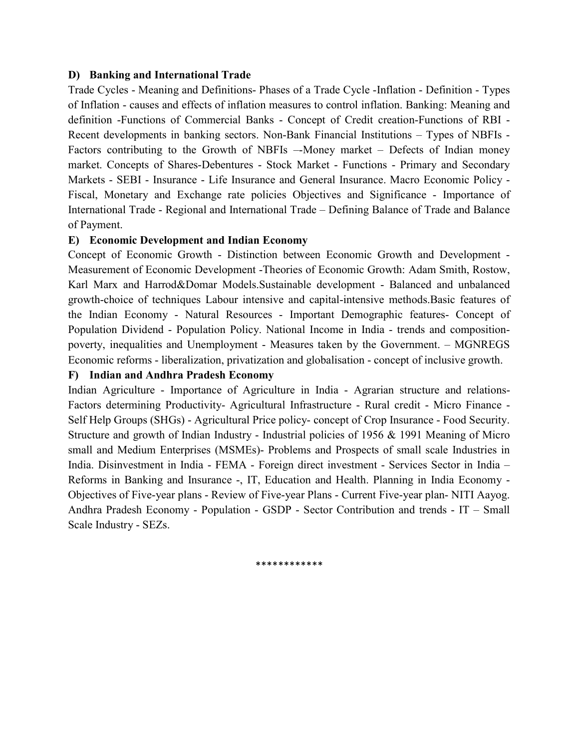### D) Banking and International Trade

Trade Cycles - Meaning and Definitions- Phases of a Trade Cycle -Inflation - Definition - Types of Inflation - causes and effects of inflation measures to control inflation. Banking: Meaning and definition -Functions of Commercial Banks - Concept of Credit creation-Functions of RBI - Recent developments in banking sectors. Non-Bank Financial Institutions – Types of NBFIs - Factors contributing to the Growth of NBFIs –-Money market – Defects of Indian money market. Concepts of Shares-Debentures - Stock Market - Functions - Primary and Secondary Markets - SEBI - Insurance - Life Insurance and General Insurance. Macro Economic Policy - Fiscal, Monetary and Exchange rate policies Objectives and Significance - Importance of International Trade - Regional and International Trade – Defining Balance of Trade and Balance of Payment.

### E) Economic Development and Indian Economy

Concept of Economic Growth - Distinction between Economic Growth and Development - Measurement of Economic Development -Theories of Economic Growth: Adam Smith, Rostow, Karl Marx and Harrod&Domar Models.Sustainable development - Balanced and unbalanced growth-choice of techniques Labour intensive and capital-intensive methods.Basic features of the Indian Economy - Natural Resources - Important Demographic features- Concept of Population Dividend - Population Policy. National Income in India - trends and composition-poverty, inequalities and Unemployment - Measures taken by the Government. – MGNREGS Economic reforms - liberalization, privatization and globalisation - concept of inclusive growth.

### F) Indian and Andhra Pradesh Economy

Indian Agriculture - Importance of Agriculture in India - Agrarian structure and relations-Factors determining Productivity- Agricultural Infrastructure - Rural credit - Micro Finance - Self Help Groups (SHGs) - Agricultural Price policy- concept of Crop Insurance - Food Security. Structure and growth of Indian Industry - Industrial policies of 1956 & 1991 Meaning of Micro small and Medium Enterprises (MSMEs)- Problems and Prospects of small scale Industries in India. Disinvestment in India - FEMA - Foreign direct investment - Services Sector in India – Reforms in Banking and Insurance -, IT, Education and Health. Planning in India Economy - Objectives of Five-year plans - Review of Five-year Plans - Current Five-year plan- NITI Aayog. Andhra Pradesh Economy - Population - GSDP - Sector Contribution and trends - IT – Small Scale Industry - SEZs.

************